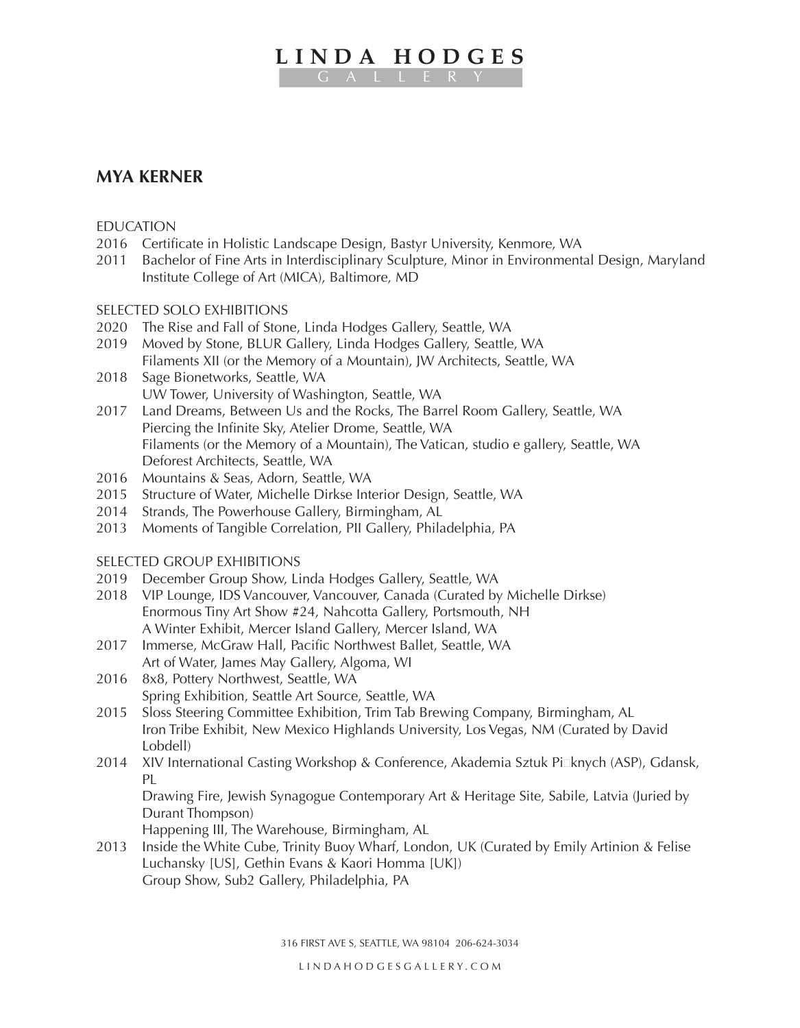# LINDA HODGES GALLERY

## MYA KERNER

EDUCATION

2016 Certificate in Holistic Landscape Design, Bastyr University, Kenmore, WA
2011 Bachelor of Fine Arts in Interdisciplinary Sculpture, Minor in Environmental Design, Maryland Institute College of Art (MICA), Baltimore, MD

SELECTED SOLO EXHIBITIONS

2020 The Rise and Fall of Stone, Linda Hodges Gallery, Seattle, WA
2019 Moved by Stone, BLUR Gallery, Linda Hodges Gallery, Seattle, WA
Filaments XII (or the Memory of a Mountain), JW Architects, Seattle, WA
2018 Sage Bionetworks, Seattle, WA
UW Tower, University of Washington, Seattle, WA
2017 Land Dreams, Between Us and the Rocks, The Barrel Room Gallery, Seattle, WA
Piercing the Infinite Sky, Atelier Drome, Seattle, WA
Filaments (or the Memory of a Mountain), The Vatican, studio e gallery, Seattle, WA
Deforest Architects, Seattle, WA
2016 Mountains & Seas, Adorn, Seattle, WA
2015 Structure of Water, Michelle Dirkse Interior Design, Seattle, WA
2014 Strands, The Powerhouse Gallery, Birmingham, AL
2013 Moments of Tangible Correlation, PII Gallery, Philadelphia, PA

SELECTED GROUP EXHIBITIONS

2019 December Group Show, Linda Hodges Gallery, Seattle, WA
2018 VIP Lounge, IDS Vancouver, Vancouver, Canada (Curated by Michelle Dirkse)
Enormous Tiny Art Show #24, Nahcotta Gallery, Portsmouth, NH
A Winter Exhibit, Mercer Island Gallery, Mercer Island, WA
2017 Immerse, McGraw Hall, Pacific Northwest Ballet, Seattle, WA
Art of Water, James May Gallery, Algoma, WI
2016 8x8, Pottery Northwest, Seattle, WA
Spring Exhibition, Seattle Art Source, Seattle, WA
2015 Sloss Steering Committee Exhibition, Trim Tab Brewing Company, Birmingham, AL
Iron Tribe Exhibit, New Mexico Highlands University, Los Vegas, NM (Curated by David Lobdell)
2014 XIV International Casting Workshop & Conference, Akademia Sztuk Pi�knych (ASP), Gdansk, PL
Drawing Fire, Jewish Synagogue Contemporary Art & Heritage Site, Sabile, Latvia (Juried by Durant Thompson)
Happening III, The Warehouse, Birmingham, AL
2013 Inside the White Cube, Trinity Buoy Wharf, London, UK (Curated by Emily Artinion & Felise Luchansky [US], Gethin Evans & Kaori Homma [UK])
Group Show, Sub2 Gallery, Philadelphia, PA

316 FIRST AVE S, SEATTLE, WA 98104 206-624-3034

LINDAHODGESGALLERY.COM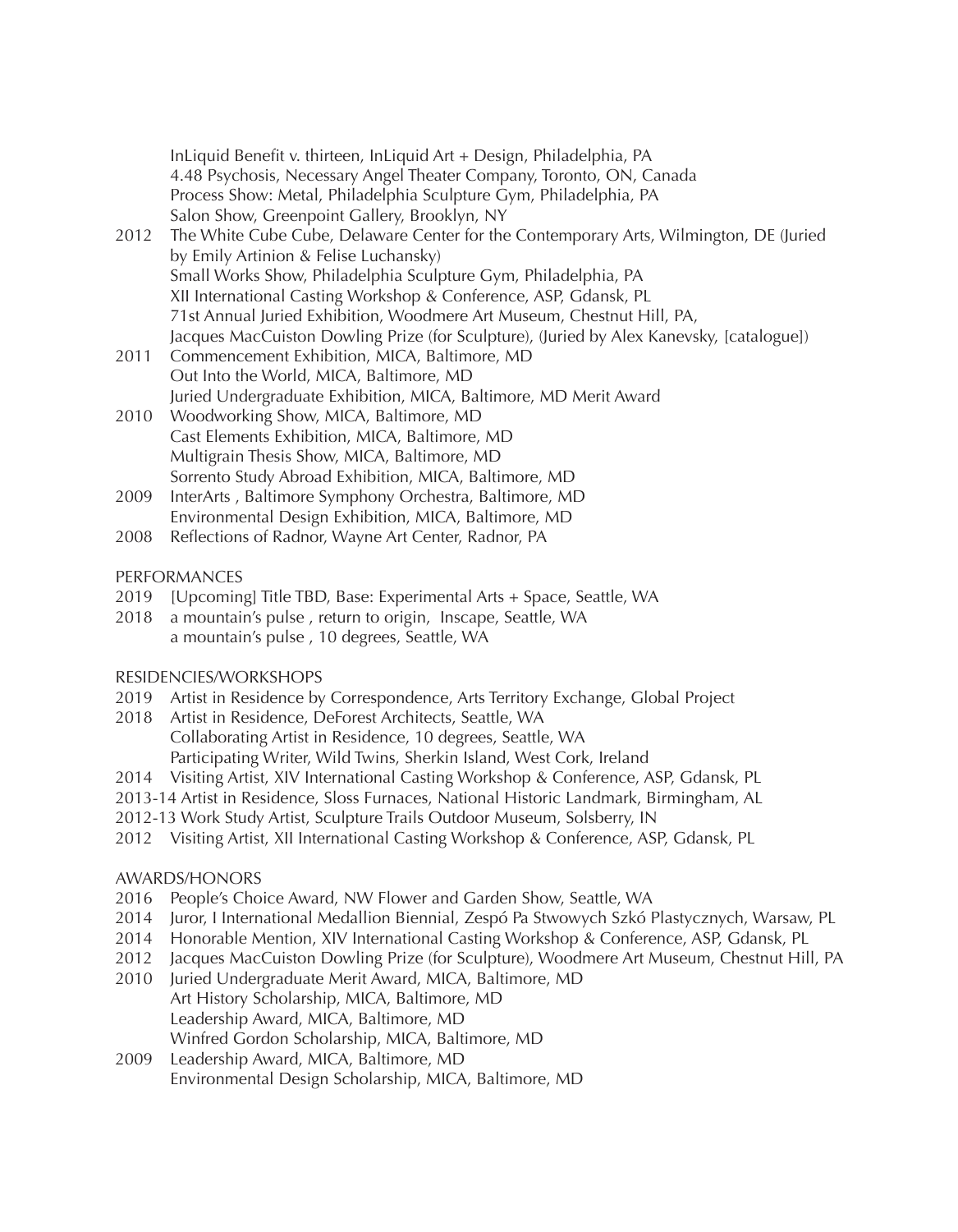InLiquid Benefit v. thirteen, InLiquid Art + Design, Philadelphia, PA
4.48 Psychosis, Necessary Angel Theater Company, Toronto, ON, Canada
Process Show: Metal, Philadelphia Sculpture Gym, Philadelphia, PA
Salon Show, Greenpoint Gallery, Brooklyn, NY

2012 The White Cube Cube, Delaware Center for the Contemporary Arts, Wilmington, DE (Juried by Emily Artinion & Felise Luchansky)
Small Works Show, Philadelphia Sculpture Gym, Philadelphia, PA
XII International Casting Workshop & Conference, ASP, Gdansk, PL
71st Annual Juried Exhibition, Woodmere Art Museum, Chestnut Hill, PA,
Jacques MacCuiston Dowling Prize (for Sculpture), (Juried by Alex Kanevsky, [catalogue])

2011 Commencement Exhibition, MICA, Baltimore, MD
Out Into the World, MICA, Baltimore, MD
Juried Undergraduate Exhibition, MICA, Baltimore, MD Merit Award

2010 Woodworking Show, MICA, Baltimore, MD
Cast Elements Exhibition, MICA, Baltimore, MD
Multigrain Thesis Show, MICA, Baltimore, MD
Sorrento Study Abroad Exhibition, MICA, Baltimore, MD

2009 InterArts , Baltimore Symphony Orchestra, Baltimore, MD
Environmental Design Exhibition, MICA, Baltimore, MD

2008 Reflections of Radnor, Wayne Art Center, Radnor, PA

## PERFORMANCES

2019 [Upcoming] Title TBD, Base: Experimental Arts + Space, Seattle, WA

2018 a mountain's pulse , return to origin, Inscape, Seattle, WA
a mountain's pulse , 10 degrees, Seattle, WA

## RESIDENCIES/WORKSHOPS

2019 Artist in Residence by Correspondence, Arts Territory Exchange, Global Project

2018 Artist in Residence, DeForest Architects, Seattle, WA
Collaborating Artist in Residence, 10 degrees, Seattle, WA
Participating Writer, Wild Twins, Sherkin Island, West Cork, Ireland

2014 Visiting Artist, XIV International Casting Workshop & Conference, ASP, Gdansk, PL

2013-14 Artist in Residence, Sloss Furnaces, National Historic Landmark, Birmingham, AL

2012-13 Work Study Artist, Sculpture Trails Outdoor Museum, Solsberry, IN

2012 Visiting Artist, XII International Casting Workshop & Conference, ASP, Gdansk, PL

## AWARDS/HONORS

2016 People's Choice Award, NW Flower and Garden Show, Seattle, WA

2014 Juror, I International Medallion Biennial, Zespó Pa Stwowych Szkó Plastycznych, Warsaw, PL

2014 Honorable Mention, XIV International Casting Workshop & Conference, ASP, Gdansk, PL

2012 Jacques MacCuiston Dowling Prize (for Sculpture), Woodmere Art Museum, Chestnut Hill, PA

2010 Juried Undergraduate Merit Award, MICA, Baltimore, MD
Art History Scholarship, MICA, Baltimore, MD
Leadership Award, MICA, Baltimore, MD
Winfred Gordon Scholarship, MICA, Baltimore, MD

2009 Leadership Award, MICA, Baltimore, MD
Environmental Design Scholarship, MICA, Baltimore, MD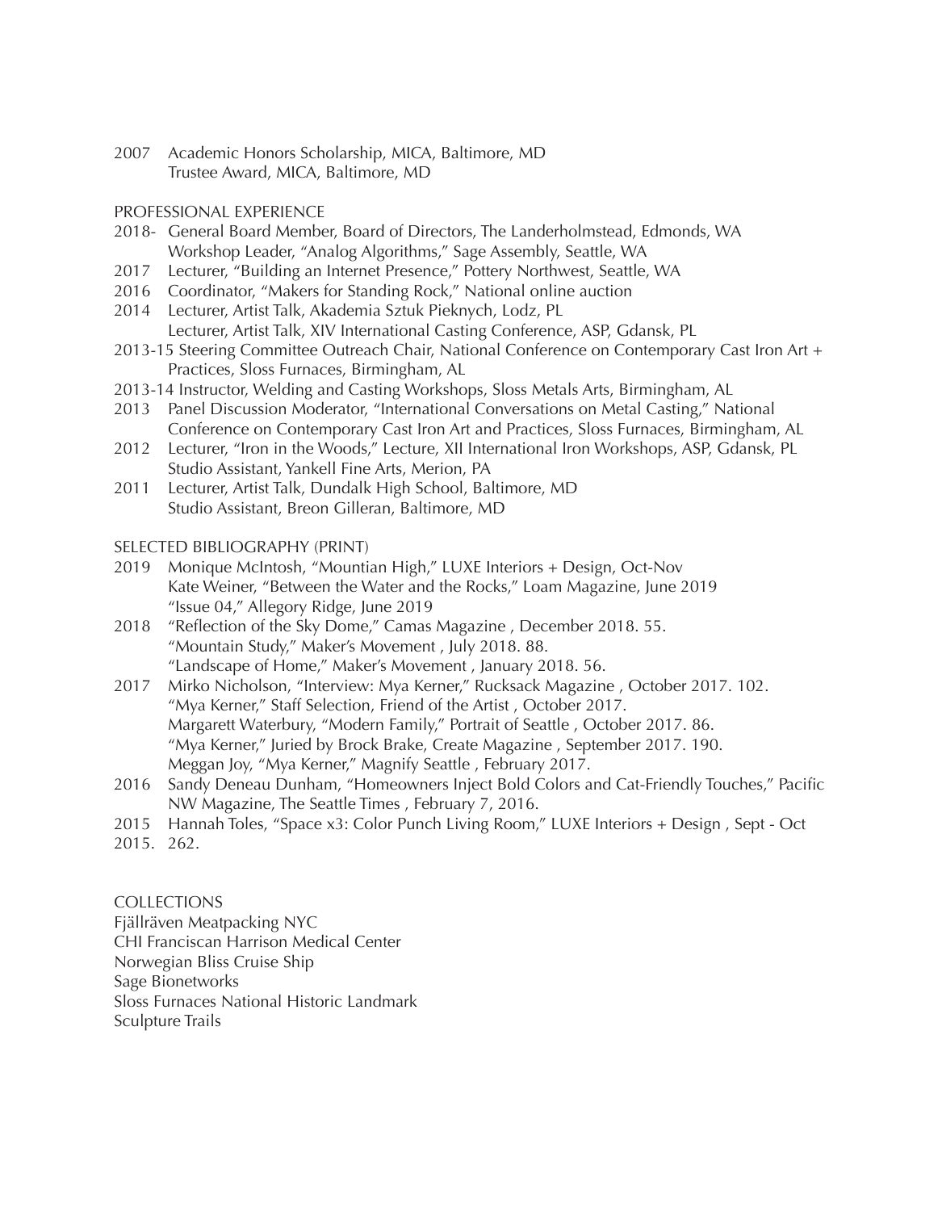2007 Academic Honors Scholarship, MICA, Baltimore, MD
Trustee Award, MICA, Baltimore, MD

## PROFESSIONAL EXPERIENCE

2018- General Board Member, Board of Directors, The Landerholmstead, Edmonds, WA
Workshop Leader, "Analog Algorithms," Sage Assembly, Seattle, WA

2017 Lecturer, "Building an Internet Presence," Pottery Northwest, Seattle, WA

2016 Coordinator, "Makers for Standing Rock," National online auction

2014 Lecturer, Artist Talk, Akademia Sztuk Pieknych, Lodz, PL
Lecturer, Artist Talk, XIV International Casting Conference, ASP, Gdansk, PL

2013-15 Steering Committee Outreach Chair, National Conference on Contemporary Cast Iron Art + Practices, Sloss Furnaces, Birmingham, AL

2013-14 Instructor, Welding and Casting Workshops, Sloss Metals Arts, Birmingham, AL

2013 Panel Discussion Moderator, "International Conversations on Metal Casting," National Conference on Contemporary Cast Iron Art and Practices, Sloss Furnaces, Birmingham, AL

2012 Lecturer, "Iron in the Woods," Lecture, XII International Iron Workshops, ASP, Gdansk, PL
Studio Assistant, Yankell Fine Arts, Merion, PA

2011 Lecturer, Artist Talk, Dundalk High School, Baltimore, MD
Studio Assistant, Breon Gilleran, Baltimore, MD

## SELECTED BIBLIOGRAPHY (PRINT)

2019 Monique McIntosh, "Mountian High," LUXE Interiors + Design, Oct-Nov
Kate Weiner, "Between the Water and the Rocks," Loam Magazine, June 2019
"Issue 04," Allegory Ridge, June 2019

2018 "Reflection of the Sky Dome," Camas Magazine , December 2018. 55.
"Mountain Study," Maker's Movement , July 2018. 88.
"Landscape of Home," Maker's Movement , January 2018. 56.

2017 Mirko Nicholson, "Interview: Mya Kerner," Rucksack Magazine , October 2017. 102.
"Mya Kerner," Staff Selection, Friend of the Artist , October 2017.
Margarett Waterbury, "Modern Family," Portrait of Seattle , October 2017. 86.
"Mya Kerner," Juried by Brock Brake, Create Magazine , September 2017. 190.
Meggan Joy, "Mya Kerner," Magnify Seattle , February 2017.

2016 Sandy Deneau Dunham, "Homeowners Inject Bold Colors and Cat-Friendly Touches," Pacific NW Magazine, The Seattle Times , February 7, 2016.

2015 Hannah Toles, "Space x3: Color Punch Living Room," LUXE Interiors + Design , Sept - Oct 2015. 262.

## COLLECTIONS

Fjällräven Meatpacking NYC
CHI Franciscan Harrison Medical Center
Norwegian Bliss Cruise Ship
Sage Bionetworks
Sloss Furnaces National Historic Landmark
Sculpture Trails